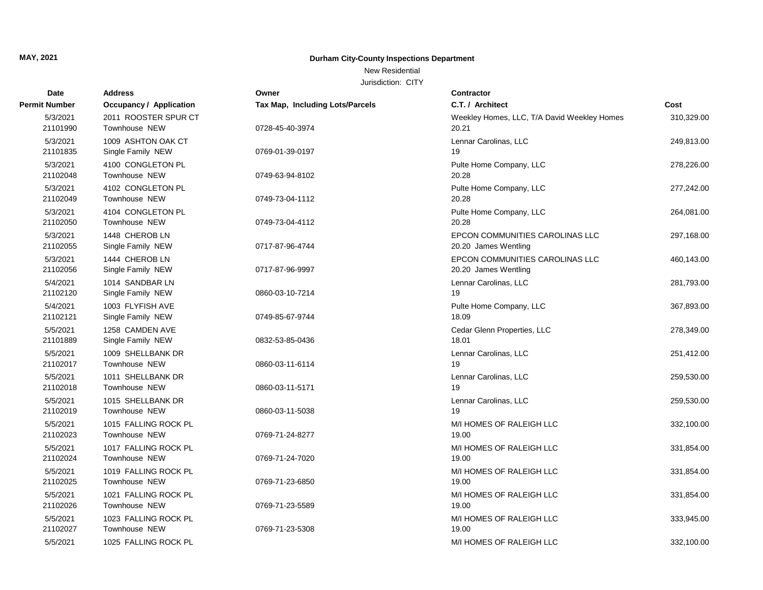MAY, 2021

**Durham City-County Inspections Department**

New Residential

Jurisdiction: CITY

| Date / Permit Number | Address / Occupancy / Application | Owner / Tax Map, Including Lots/Parcels | Contractor / C.T. / Architect | Cost |
|---|---|---|---|---|
| 5/3/2021 21101990 | 2011 ROOSTER SPUR CT Townhouse NEW | 0728-45-40-3974 | Weekley Homes, LLC, T/A David Weekley Homes 20.21 | 310,329.00 |
| 5/3/2021 21101835 | 1009 ASHTON OAK CT Single Family NEW | 0769-01-39-0197 | Lennar Carolinas, LLC 19 | 249,813.00 |
| 5/3/2021 21102048 | 4100 CONGLETON PL Townhouse NEW | 0749-63-94-8102 | Pulte Home Company, LLC 20.28 | 278,226.00 |
| 5/3/2021 21102049 | 4102 CONGLETON PL Townhouse NEW | 0749-73-04-1112 | Pulte Home Company, LLC 20.28 | 277,242.00 |
| 5/3/2021 21102050 | 4104 CONGLETON PL Townhouse NEW | 0749-73-04-4112 | Pulte Home Company, LLC 20.28 | 264,081.00 |
| 5/3/2021 21102055 | 1448 CHEROB LN Single Family NEW | 0717-87-96-4744 | EPCON COMMUNITIES CAROLINAS LLC 20.20 James Wentling | 297,168.00 |
| 5/3/2021 21102056 | 1444 CHEROB LN Single Family NEW | 0717-87-96-9997 | EPCON COMMUNITIES CAROLINAS LLC 20.20 James Wentling | 460,143.00 |
| 5/4/2021 21102120 | 1014 SANDBAR LN Single Family NEW | 0860-03-10-7214 | Lennar Carolinas, LLC 19 | 281,793.00 |
| 5/4/2021 21102121 | 1003 FLYFISH AVE Single Family NEW | 0749-85-67-9744 | Pulte Home Company, LLC 18.09 | 367,893.00 |
| 5/5/2021 21101889 | 1258 CAMDEN AVE Single Family NEW | 0832-53-85-0436 | Cedar Glenn Properties, LLC 18.01 | 278,349.00 |
| 5/5/2021 21102017 | 1009 SHELLBANK DR Townhouse NEW | 0860-03-11-6114 | Lennar Carolinas, LLC 19 | 251,412.00 |
| 5/5/2021 21102018 | 1011 SHELLBANK DR Townhouse NEW | 0860-03-11-5171 | Lennar Carolinas, LLC 19 | 259,530.00 |
| 5/5/2021 21102019 | 1015 SHELLBANK DR Townhouse NEW | 0860-03-11-5038 | Lennar Carolinas, LLC 19 | 259,530.00 |
| 5/5/2021 21102023 | 1015 FALLING ROCK PL Townhouse NEW | 0769-71-24-8277 | M/I HOMES OF RALEIGH LLC 19.00 | 332,100.00 |
| 5/5/2021 21102024 | 1017 FALLING ROCK PL Townhouse NEW | 0769-71-24-7020 | M/I HOMES OF RALEIGH LLC 19.00 | 331,854.00 |
| 5/5/2021 21102025 | 1019 FALLING ROCK PL Townhouse NEW | 0769-71-23-6850 | M/I HOMES OF RALEIGH LLC 19.00 | 331,854.00 |
| 5/5/2021 21102026 | 1021 FALLING ROCK PL Townhouse NEW | 0769-71-23-5589 | M/I HOMES OF RALEIGH LLC 19.00 | 331,854.00 |
| 5/5/2021 21102027 | 1023 FALLING ROCK PL Townhouse NEW | 0769-71-23-5308 | M/I HOMES OF RALEIGH LLC 19.00 | 333,945.00 |
| 5/5/2021 | 1025 FALLING ROCK PL | | M/I HOMES OF RALEIGH LLC | 332,100.00 |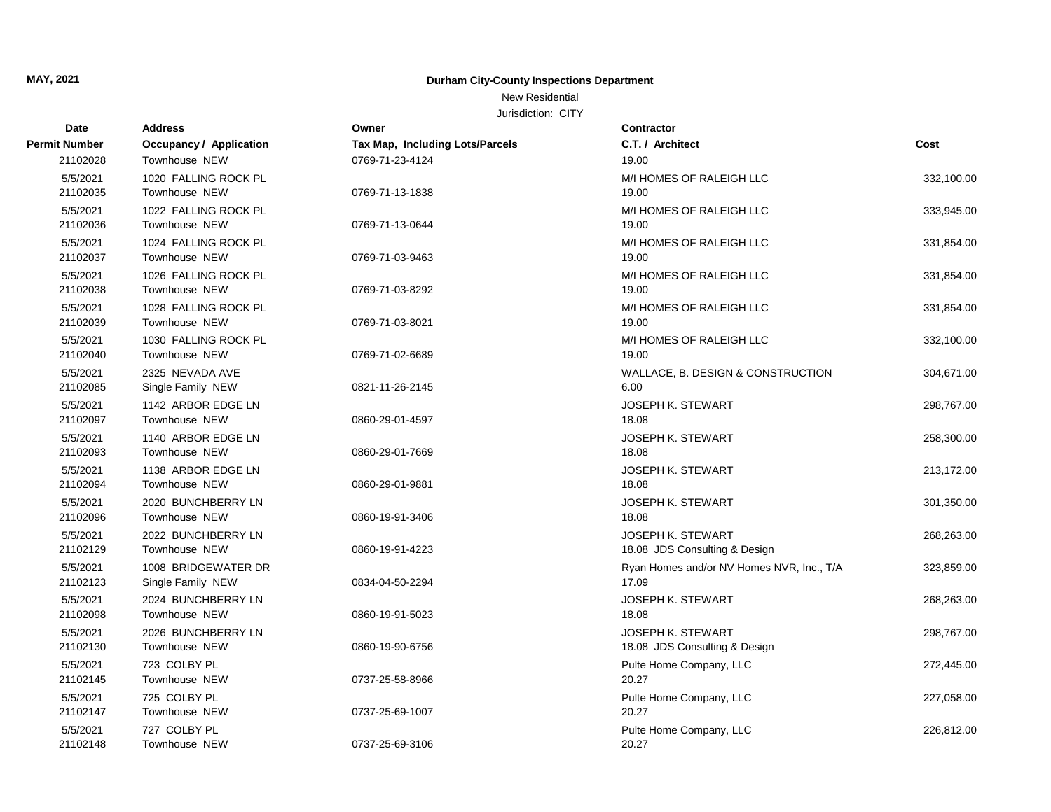**MAY, 2021**

**Durham City-County Inspections Department**

New Residential

Jurisdiction: CITY

| Date / Permit Number | Address / Occupancy / Application | Owner / Tax Map, Including Lots/Parcels | Contractor / C.T. / Architect | Cost |
|---|---|---|---|---|
| 21102028 | Townhouse NEW | 0769-71-23-4124 | 19.00 | |
| 5/5/2021 21102035 | 1020 FALLING ROCK PL Townhouse NEW | 0769-71-13-1838 | M/I HOMES OF RALEIGH LLC 19.00 | 332,100.00 |
| 5/5/2021 21102036 | 1022 FALLING ROCK PL Townhouse NEW | 0769-71-13-0644 | M/I HOMES OF RALEIGH LLC 19.00 | 333,945.00 |
| 5/5/2021 21102037 | 1024 FALLING ROCK PL Townhouse NEW | 0769-71-03-9463 | M/I HOMES OF RALEIGH LLC 19.00 | 331,854.00 |
| 5/5/2021 21102038 | 1026 FALLING ROCK PL Townhouse NEW | 0769-71-03-8292 | M/I HOMES OF RALEIGH LLC 19.00 | 331,854.00 |
| 5/5/2021 21102039 | 1028 FALLING ROCK PL Townhouse NEW | 0769-71-03-8021 | M/I HOMES OF RALEIGH LLC 19.00 | 331,854.00 |
| 5/5/2021 21102040 | 1030 FALLING ROCK PL Townhouse NEW | 0769-71-02-6689 | M/I HOMES OF RALEIGH LLC 19.00 | 332,100.00 |
| 5/5/2021 21102085 | 2325 NEVADA AVE Single Family NEW | 0821-11-26-2145 | WALLACE, B. DESIGN & CONSTRUCTION 6.00 | 304,671.00 |
| 5/5/2021 21102097 | 1142 ARBOR EDGE LN Townhouse NEW | 0860-29-01-4597 | JOSEPH K. STEWART 18.08 | 298,767.00 |
| 5/5/2021 21102093 | 1140 ARBOR EDGE LN Townhouse NEW | 0860-29-01-7669 | JOSEPH K. STEWART 18.08 | 258,300.00 |
| 5/5/2021 21102094 | 1138 ARBOR EDGE LN Townhouse NEW | 0860-29-01-9881 | JOSEPH K. STEWART 18.08 | 213,172.00 |
| 5/5/2021 21102096 | 2020 BUNCHBERRY LN Townhouse NEW | 0860-19-91-3406 | JOSEPH K. STEWART 18.08 | 301,350.00 |
| 5/5/2021 21102129 | 2022 BUNCHBERRY LN Townhouse NEW | 0860-19-91-4223 | JOSEPH K. STEWART 18.08 JDS Consulting & Design | 268,263.00 |
| 5/5/2021 21102123 | 1008 BRIDGEWATER DR Single Family NEW | 0834-04-50-2294 | Ryan Homes and/or NV Homes NVR, Inc., T/A 17.09 | 323,859.00 |
| 5/5/2021 21102098 | 2024 BUNCHBERRY LN Townhouse NEW | 0860-19-91-5023 | JOSEPH K. STEWART 18.08 | 268,263.00 |
| 5/5/2021 21102130 | 2026 BUNCHBERRY LN Townhouse NEW | 0860-19-90-6756 | JOSEPH K. STEWART 18.08 JDS Consulting & Design | 298,767.00 |
| 5/5/2021 21102145 | 723 COLBY PL Townhouse NEW | 0737-25-58-8966 | Pulte Home Company, LLC 20.27 | 272,445.00 |
| 5/5/2021 21102147 | 725 COLBY PL Townhouse NEW | 0737-25-69-1007 | Pulte Home Company, LLC 20.27 | 227,058.00 |
| 5/5/2021 21102148 | 727 COLBY PL Townhouse NEW | 0737-25-69-3106 | Pulte Home Company, LLC 20.27 | 226,812.00 |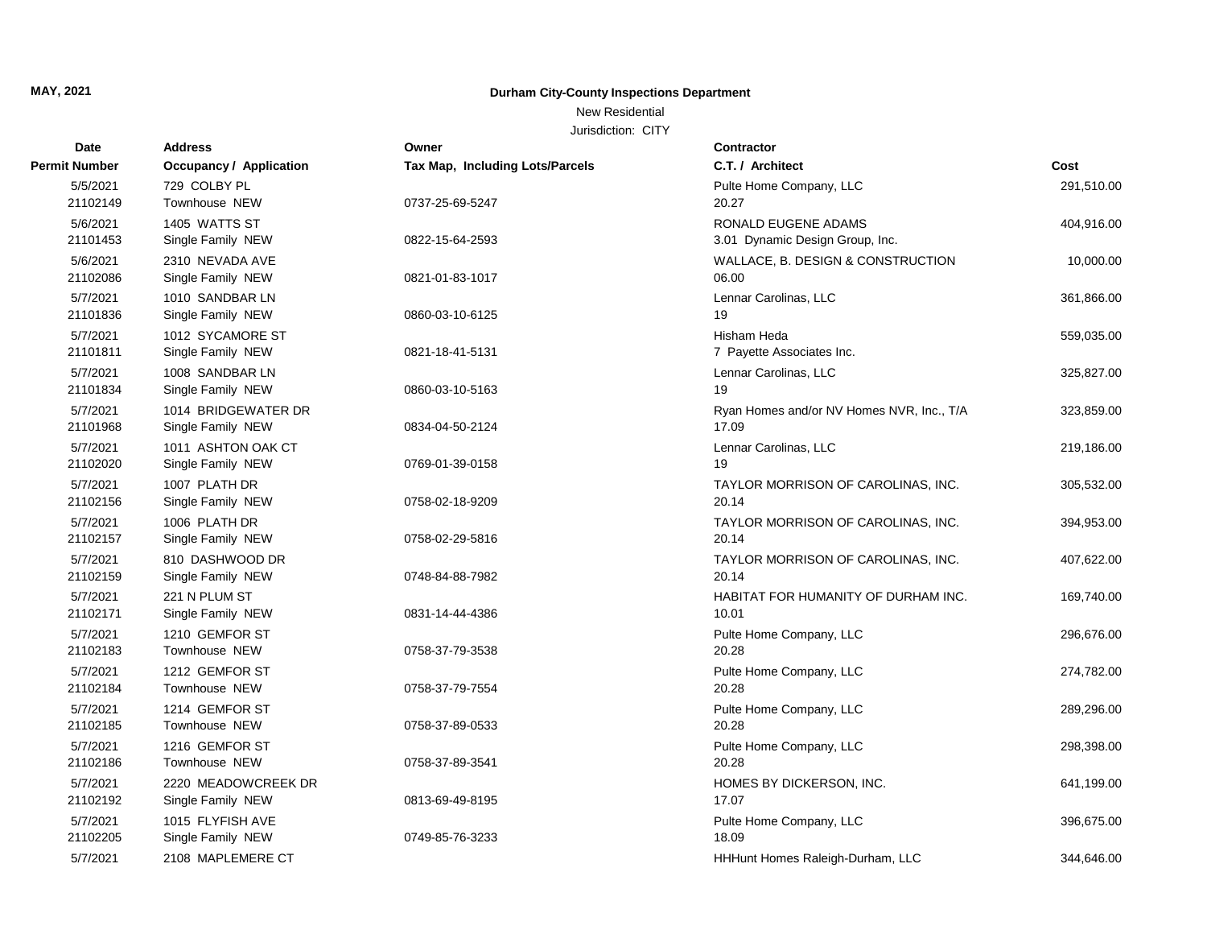**MAY, 2021**

**Durham City-County Inspections Department**

New Residential

Jurisdiction: CITY

| Date / Permit Number | Address / Occupancy / Application | Owner / Tax Map, Including Lots/Parcels | Contractor / C.T. / Architect | Cost |
|---|---|---|---|---|
| 5/5/2021<br>21102149 | 729 COLBY PL<br>Townhouse NEW | 0737-25-69-5247 | Pulte Home Company, LLC<br>20.27 | 291,510.00 |
| 5/6/2021<br>21101453 | 1405 WATTS ST<br>Single Family NEW | 0822-15-64-2593 | RONALD EUGENE ADAMS<br>3.01 Dynamic Design Group, Inc. | 404,916.00 |
| 5/6/2021<br>21102086 | 2310 NEVADA AVE<br>Single Family NEW | 0821-01-83-1017 | WALLACE, B. DESIGN & CONSTRUCTION<br>06.00 | 10,000.00 |
| 5/7/2021<br>21101836 | 1010 SANDBAR LN<br>Single Family NEW | 0860-03-10-6125 | Lennar Carolinas, LLC<br>19 | 361,866.00 |
| 5/7/2021<br>21101811 | 1012 SYCAMORE ST<br>Single Family NEW | 0821-18-41-5131 | Hisham Heda<br>7 Payette Associates Inc. | 559,035.00 |
| 5/7/2021<br>21101834 | 1008 SANDBAR LN<br>Single Family NEW | 0860-03-10-5163 | Lennar Carolinas, LLC<br>19 | 325,827.00 |
| 5/7/2021<br>21101968 | 1014 BRIDGEWATER DR<br>Single Family NEW | 0834-04-50-2124 | Ryan Homes and/or NV Homes NVR, Inc., T/A<br>17.09 | 323,859.00 |
| 5/7/2021<br>21102020 | 1011 ASHTON OAK CT<br>Single Family NEW | 0769-01-39-0158 | Lennar Carolinas, LLC<br>19 | 219,186.00 |
| 5/7/2021<br>21102156 | 1007 PLATH DR<br>Single Family NEW | 0758-02-18-9209 | TAYLOR MORRISON OF CAROLINAS, INC.<br>20.14 | 305,532.00 |
| 5/7/2021<br>21102157 | 1006 PLATH DR<br>Single Family NEW | 0758-02-29-5816 | TAYLOR MORRISON OF CAROLINAS, INC.<br>20.14 | 394,953.00 |
| 5/7/2021<br>21102159 | 810 DASHWOOD DR<br>Single Family NEW | 0748-84-88-7982 | TAYLOR MORRISON OF CAROLINAS, INC.<br>20.14 | 407,622.00 |
| 5/7/2021<br>21102171 | 221 N PLUM ST<br>Single Family NEW | 0831-14-44-4386 | HABITAT FOR HUMANITY OF DURHAM INC.<br>10.01 | 169,740.00 |
| 5/7/2021<br>21102183 | 1210 GEMFOR ST<br>Townhouse NEW | 0758-37-79-3538 | Pulte Home Company, LLC<br>20.28 | 296,676.00 |
| 5/7/2021<br>21102184 | 1212 GEMFOR ST<br>Townhouse NEW | 0758-37-79-7554 | Pulte Home Company, LLC<br>20.28 | 274,782.00 |
| 5/7/2021<br>21102185 | 1214 GEMFOR ST<br>Townhouse NEW | 0758-37-89-0533 | Pulte Home Company, LLC<br>20.28 | 289,296.00 |
| 5/7/2021<br>21102186 | 1216 GEMFOR ST<br>Townhouse NEW | 0758-37-89-3541 | Pulte Home Company, LLC<br>20.28 | 298,398.00 |
| 5/7/2021<br>21102192 | 2220 MEADOWCREEK DR<br>Single Family NEW | 0813-69-49-8195 | HOMES BY DICKERSON, INC.<br>17.07 | 641,199.00 |
| 5/7/2021<br>21102205 | 1015 FLYFISH AVE<br>Single Family NEW | 0749-85-76-3233 | Pulte Home Company, LLC<br>18.09 | 396,675.00 |
| 5/7/2021 | 2108 MAPLEMERE CT | | HHHunt Homes Raleigh-Durham, LLC | 344,646.00 |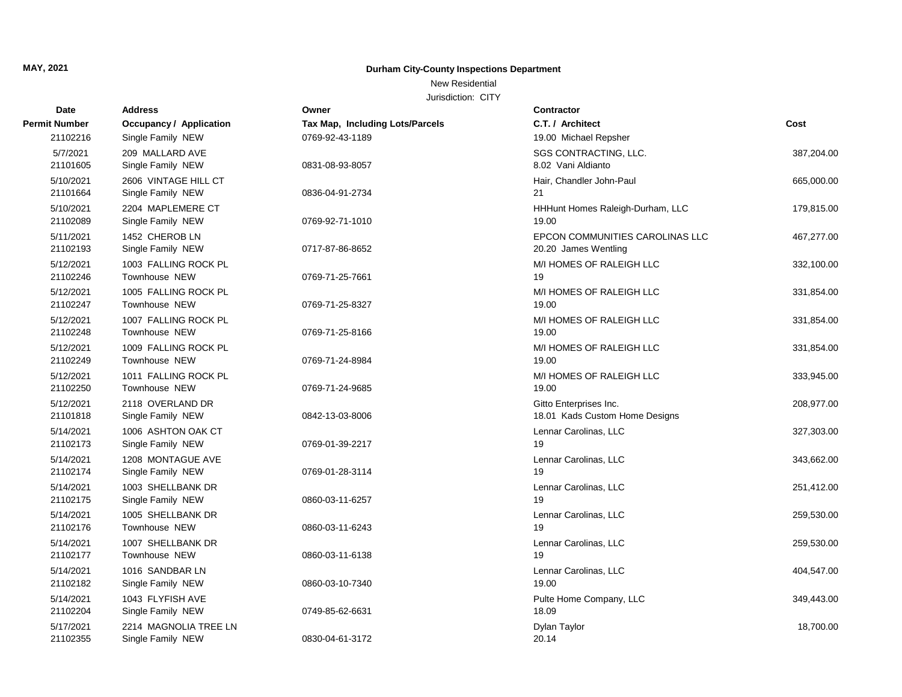**MAY, 2021**

**Durham City-County Inspections Department**

New Residential

Jurisdiction: CITY

| Date / Permit Number | Address / Occupancy / Application | Owner / Tax Map, Including Lots/Parcels | Contractor / C.T. / Architect | Cost |
|---|---|---|---|---|
| 21102216 | Single Family NEW | 0769-92-43-1189 | 19.00 Michael Repsher | |
| 5/7/2021 | 209 MALLARD AVE | | SGS CONTRACTING, LLC. | 387,204.00 |
| 21101605 | Single Family NEW | 0831-08-93-8057 | 8.02 Vani Aldianto | |
| 5/10/2021 | 2606 VINTAGE HILL CT | | Hair, Chandler John-Paul | 665,000.00 |
| 21101664 | Single Family NEW | 0836-04-91-2734 | 21 | |
| 5/10/2021 | 2204 MAPLEMERE CT | | HHHunt Homes Raleigh-Durham, LLC | 179,815.00 |
| 21102089 | Single Family NEW | 0769-92-71-1010 | 19.00 | |
| 5/11/2021 | 1452 CHEROB LN | | EPCON COMMUNITIES CAROLINAS LLC | 467,277.00 |
| 21102193 | Single Family NEW | 0717-87-86-8652 | 20.20 James Wentling | |
| 5/12/2021 | 1003 FALLING ROCK PL | | M/I HOMES OF RALEIGH LLC | 332,100.00 |
| 21102246 | Townhouse NEW | 0769-71-25-7661 | 19 | |
| 5/12/2021 | 1005 FALLING ROCK PL | | M/I HOMES OF RALEIGH LLC | 331,854.00 |
| 21102247 | Townhouse NEW | 0769-71-25-8327 | 19.00 | |
| 5/12/2021 | 1007 FALLING ROCK PL | | M/I HOMES OF RALEIGH LLC | 331,854.00 |
| 21102248 | Townhouse NEW | 0769-71-25-8166 | 19.00 | |
| 5/12/2021 | 1009 FALLING ROCK PL | | M/I HOMES OF RALEIGH LLC | 331,854.00 |
| 21102249 | Townhouse NEW | 0769-71-24-8984 | 19.00 | |
| 5/12/2021 | 1011 FALLING ROCK PL | | M/I HOMES OF RALEIGH LLC | 333,945.00 |
| 21102250 | Townhouse NEW | 0769-71-24-9685 | 19.00 | |
| 5/12/2021 | 2118 OVERLAND DR | | Gitto Enterprises Inc. | 208,977.00 |
| 21101818 | Single Family NEW | 0842-13-03-8006 | 18.01 Kads Custom Home Designs | |
| 5/14/2021 | 1006 ASHTON OAK CT | | Lennar Carolinas, LLC | 327,303.00 |
| 21102173 | Single Family NEW | 0769-01-39-2217 | 19 | |
| 5/14/2021 | 1208 MONTAGUE AVE | | Lennar Carolinas, LLC | 343,662.00 |
| 21102174 | Single Family NEW | 0769-01-28-3114 | 19 | |
| 5/14/2021 | 1003 SHELLBANK DR | | Lennar Carolinas, LLC | 251,412.00 |
| 21102175 | Single Family NEW | 0860-03-11-6257 | 19 | |
| 5/14/2021 | 1005 SHELLBANK DR | | Lennar Carolinas, LLC | 259,530.00 |
| 21102176 | Townhouse NEW | 0860-03-11-6243 | 19 | |
| 5/14/2021 | 1007 SHELLBANK DR | | Lennar Carolinas, LLC | 259,530.00 |
| 21102177 | Townhouse NEW | 0860-03-11-6138 | 19 | |
| 5/14/2021 | 1016 SANDBAR LN | | Lennar Carolinas, LLC | 404,547.00 |
| 21102182 | Single Family NEW | 0860-03-10-7340 | 19.00 | |
| 5/14/2021 | 1043 FLYFISH AVE | | Pulte Home Company, LLC | 349,443.00 |
| 21102204 | Single Family NEW | 0749-85-62-6631 | 18.09 | |
| 5/17/2021 | 2214 MAGNOLIA TREE LN | | Dylan Taylor | 18,700.00 |
| 21102355 | Single Family NEW | 0830-04-61-3172 | 20.14 | |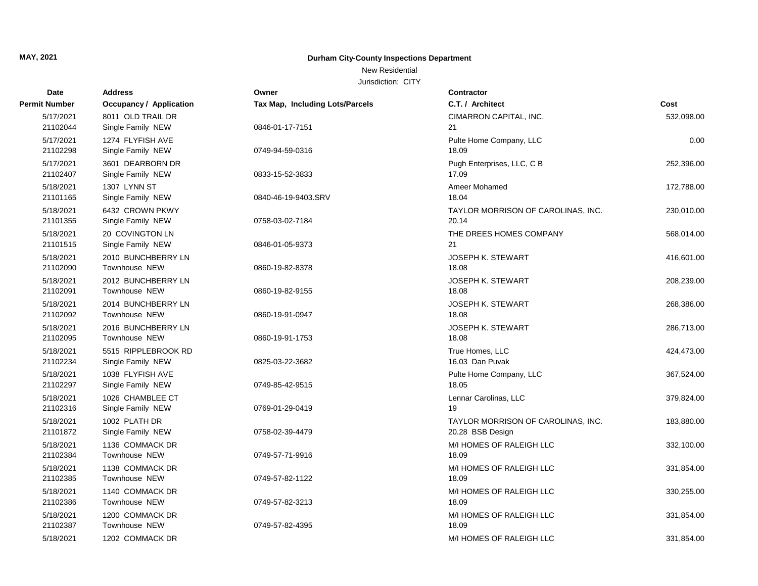**MAY, 2021**

**Durham City-County Inspections Department**

New Residential

Jurisdiction: CITY

| Date / Permit Number | Address / Occupancy / Application | Owner / Tax Map, Including Lots/Parcels | Contractor / C.T. / Architect | Cost |
|---|---|---|---|---|
| 5/17/2021<br>21102044 | 8011 OLD TRAIL DR<br>Single Family NEW | <br>0846-01-17-7151 | CIMARRON CAPITAL, INC.<br>21 | 532,098.00 |
| 5/17/2021<br>21102298 | 1274 FLYFISH AVE<br>Single Family NEW | <br>0749-94-59-0316 | Pulte Home Company, LLC<br>18.09 | 0.00 |
| 5/17/2021<br>21102407 | 3601 DEARBORN DR<br>Single Family NEW | <br>0833-15-52-3833 | Pugh Enterprises, LLC, C B<br>17.09 | 252,396.00 |
| 5/18/2021<br>21101165 | 1307 LYNN ST<br>Single Family NEW | <br>0840-46-19-9403.SRV | Ameer Mohamed<br>18.04 | 172,788.00 |
| 5/18/2021<br>21101355 | 6432 CROWN PKWY<br>Single Family NEW | <br>0758-03-02-7184 | TAYLOR MORRISON OF CAROLINAS, INC.<br>20.14 | 230,010.00 |
| 5/18/2021<br>21101515 | 20 COVINGTON LN<br>Single Family NEW | <br>0846-01-05-9373 | THE DREES HOMES COMPANY<br>21 | 568,014.00 |
| 5/18/2021<br>21102090 | 2010 BUNCHBERRY LN<br>Townhouse NEW | <br>0860-19-82-8378 | JOSEPH K. STEWART<br>18.08 | 416,601.00 |
| 5/18/2021<br>21102091 | 2012 BUNCHBERRY LN<br>Townhouse NEW | <br>0860-19-82-9155 | JOSEPH K. STEWART<br>18.08 | 208,239.00 |
| 5/18/2021<br>21102092 | 2014 BUNCHBERRY LN<br>Townhouse NEW | <br>0860-19-91-0947 | JOSEPH K. STEWART<br>18.08 | 268,386.00 |
| 5/18/2021<br>21102095 | 2016 BUNCHBERRY LN<br>Townhouse NEW | <br>0860-19-91-1753 | JOSEPH K. STEWART<br>18.08 | 286,713.00 |
| 5/18/2021<br>21102234 | 5515 RIPPLEBROOK RD<br>Single Family NEW | <br>0825-03-22-3682 | True Homes, LLC<br>16.03 Dan Puvak | 424,473.00 |
| 5/18/2021<br>21102297 | 1038 FLYFISH AVE<br>Single Family NEW | <br>0749-85-42-9515 | Pulte Home Company, LLC<br>18.05 | 367,524.00 |
| 5/18/2021<br>21102316 | 1026 CHAMBLEE CT<br>Single Family NEW | <br>0769-01-29-0419 | Lennar Carolinas, LLC<br>19 | 379,824.00 |
| 5/18/2021<br>21101872 | 1002 PLATH DR<br>Single Family NEW | <br>0758-02-39-4479 | TAYLOR MORRISON OF CAROLINAS, INC.<br>20.28 BSB Design | 183,880.00 |
| 5/18/2021<br>21102384 | 1136 COMMACK DR<br>Townhouse NEW | <br>0749-57-71-9916 | M/I HOMES OF RALEIGH LLC<br>18.09 | 332,100.00 |
| 5/18/2021<br>21102385 | 1138 COMMACK DR<br>Townhouse NEW | <br>0749-57-82-1122 | M/I HOMES OF RALEIGH LLC<br>18.09 | 331,854.00 |
| 5/18/2021<br>21102386 | 1140 COMMACK DR<br>Townhouse NEW | <br>0749-57-82-3213 | M/I HOMES OF RALEIGH LLC<br>18.09 | 330,255.00 |
| 5/18/2021<br>21102387 | 1200 COMMACK DR<br>Townhouse NEW | <br>0749-57-82-4395 | M/I HOMES OF RALEIGH LLC<br>18.09 | 331,854.00 |
| 5/18/2021 | 1202 COMMACK DR | | M/I HOMES OF RALEIGH LLC | 331,854.00 |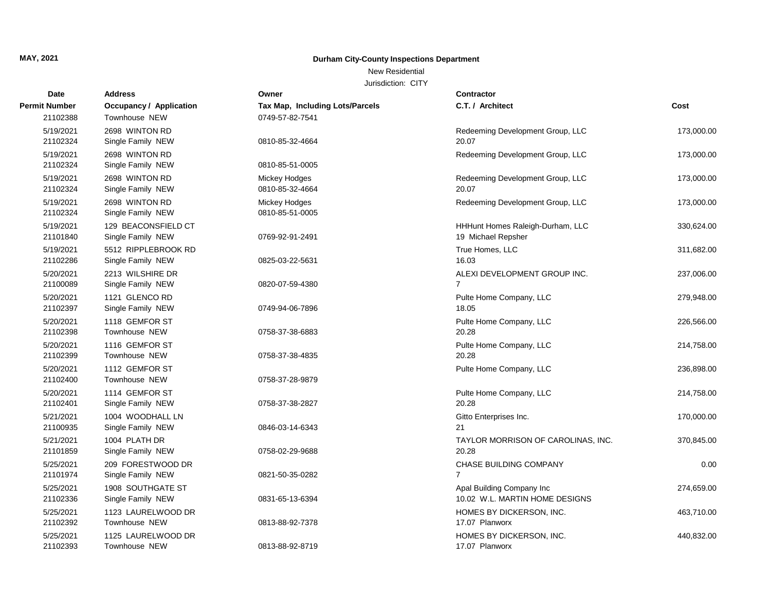**MAY, 2021**

**Durham City-County Inspections Department**

New Residential

Jurisdiction: CITY

| Date / Permit Number | Address / Occupancy / Application | Owner / Tax Map, Including Lots/Parcels | Contractor / C.T. / Architect | Cost |
|---|---|---|---|---|
| 21102388 | Townhouse NEW | 0749-57-82-7541 | | |
| 5/19/2021 | 2698 WINTON RD | | Redeeming Development Group, LLC | 173,000.00 |
| 21102324 | Single Family NEW | 0810-85-32-4664 | 20.07 | |
| 5/19/2021 | 2698 WINTON RD | | Redeeming Development Group, LLC | 173,000.00 |
| 21102324 | Single Family NEW | 0810-85-51-0005 | | |
| 5/19/2021 | 2698 WINTON RD | Mickey Hodges | Redeeming Development Group, LLC | 173,000.00 |
| 21102324 | Single Family NEW | 0810-85-32-4664 | 20.07 | |
| 5/19/2021 | 2698 WINTON RD | Mickey Hodges | Redeeming Development Group, LLC | 173,000.00 |
| 21102324 | Single Family NEW | 0810-85-51-0005 | | |
| 5/19/2021 | 129 BEACONSFIELD CT | | HHHunt Homes Raleigh-Durham, LLC | 330,624.00 |
| 21101840 | Single Family NEW | 0769-92-91-2491 | 19 Michael Repsher | |
| 5/19/2021 | 5512 RIPPLEBROOK RD | | True Homes, LLC | 311,682.00 |
| 21102286 | Single Family NEW | 0825-03-22-5631 | 16.03 | |
| 5/20/2021 | 2213 WILSHIRE DR | | ALEXI DEVELOPMENT GROUP INC. | 237,006.00 |
| 21100089 | Single Family NEW | 0820-07-59-4380 | 7 | |
| 5/20/2021 | 1121 GLENCO RD | | Pulte Home Company, LLC | 279,948.00 |
| 21102397 | Single Family NEW | 0749-94-06-7896 | 18.05 | |
| 5/20/2021 | 1118 GEMFOR ST | | Pulte Home Company, LLC | 226,566.00 |
| 21102398 | Townhouse NEW | 0758-37-38-6883 | 20.28 | |
| 5/20/2021 | 1116 GEMFOR ST | | Pulte Home Company, LLC | 214,758.00 |
| 21102399 | Townhouse NEW | 0758-37-38-4835 | 20.28 | |
| 5/20/2021 | 1112 GEMFOR ST | | Pulte Home Company, LLC | 236,898.00 |
| 21102400 | Townhouse NEW | 0758-37-28-9879 | | |
| 5/20/2021 | 1114 GEMFOR ST | | Pulte Home Company, LLC | 214,758.00 |
| 21102401 | Single Family NEW | 0758-37-38-2827 | 20.28 | |
| 5/21/2021 | 1004 WOODHALL LN | | Gitto Enterprises Inc. | 170,000.00 |
| 21100935 | Single Family NEW | 0846-03-14-6343 | 21 | |
| 5/21/2021 | 1004 PLATH DR | | TAYLOR MORRISON OF CAROLINAS, INC. | 370,845.00 |
| 21101859 | Single Family NEW | 0758-02-29-9688 | 20.28 | |
| 5/25/2021 | 209 FORESTWOOD DR | | CHASE BUILDING COMPANY | 0.00 |
| 21101974 | Single Family NEW | 0821-50-35-0282 | 7 | |
| 5/25/2021 | 1908 SOUTHGATE ST | | Apal Building Company Inc | 274,659.00 |
| 21102336 | Single Family NEW | 0831-65-13-6394 | 10.02 W.L. MARTIN HOME DESIGNS | |
| 5/25/2021 | 1123 LAURELWOOD DR | | HOMES BY DICKERSON, INC. | 463,710.00 |
| 21102392 | Townhouse NEW | 0813-88-92-7378 | 17.07 Planworx | |
| 5/25/2021 | 1125 LAURELWOOD DR | | HOMES BY DICKERSON, INC. | 440,832.00 |
| 21102393 | Townhouse NEW | 0813-88-92-8719 | 17.07 Planworx | |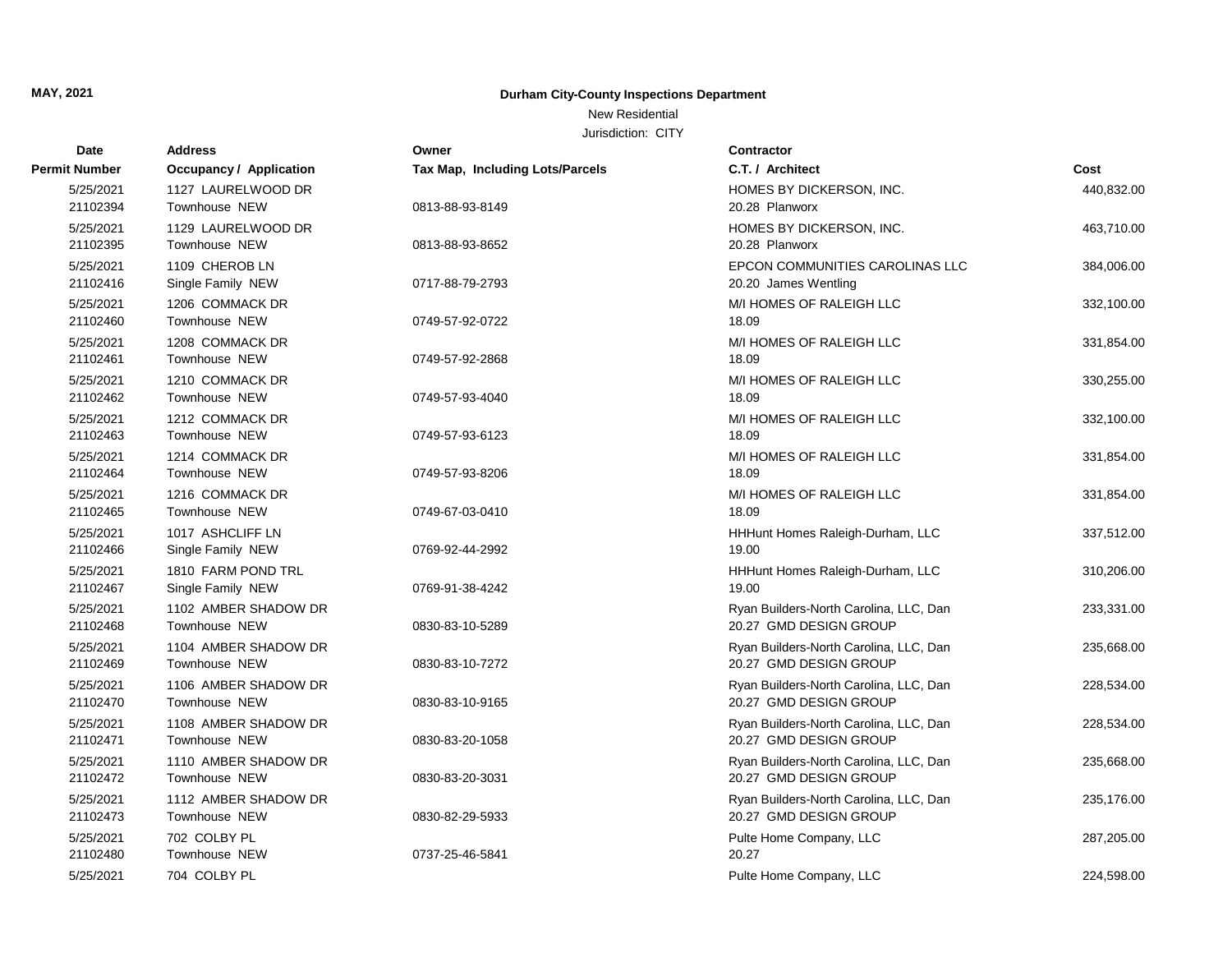**MAY, 2021**

**Durham City-County Inspections Department**

New Residential

Jurisdiction: CITY

| Date / Permit Number | Address / Occupancy / Application | Owner / Tax Map, Including Lots/Parcels | Contractor / C.T. / Architect | Cost |
|---|---|---|---|---|
| 5/25/2021<br>21102394 | 1127 LAURELWOOD DR<br>Townhouse NEW | 0813-88-93-8149 | HOMES BY DICKERSON, INC.<br>20.28 Planworx | 440,832.00 |
| 5/25/2021<br>21102395 | 1129 LAURELWOOD DR<br>Townhouse NEW | 0813-88-93-8652 | HOMES BY DICKERSON, INC.<br>20.28 Planworx | 463,710.00 |
| 5/25/2021<br>21102416 | 1109 CHEROB LN<br>Single Family NEW | 0717-88-79-2793 | EPCON COMMUNITIES CAROLINAS LLC<br>20.20 James Wentling | 384,006.00 |
| 5/25/2021<br>21102460 | 1206 COMMACK DR<br>Townhouse NEW | 0749-57-92-0722 | M/I HOMES OF RALEIGH LLC<br>18.09 | 332,100.00 |
| 5/25/2021<br>21102461 | 1208 COMMACK DR<br>Townhouse NEW | 0749-57-92-2868 | M/I HOMES OF RALEIGH LLC<br>18.09 | 331,854.00 |
| 5/25/2021<br>21102462 | 1210 COMMACK DR<br>Townhouse NEW | 0749-57-93-4040 | M/I HOMES OF RALEIGH LLC<br>18.09 | 330,255.00 |
| 5/25/2021<br>21102463 | 1212 COMMACK DR<br>Townhouse NEW | 0749-57-93-6123 | M/I HOMES OF RALEIGH LLC<br>18.09 | 332,100.00 |
| 5/25/2021<br>21102464 | 1214 COMMACK DR<br>Townhouse NEW | 0749-57-93-8206 | M/I HOMES OF RALEIGH LLC<br>18.09 | 331,854.00 |
| 5/25/2021<br>21102465 | 1216 COMMACK DR<br>Townhouse NEW | 0749-67-03-0410 | M/I HOMES OF RALEIGH LLC<br>18.09 | 331,854.00 |
| 5/25/2021<br>21102466 | 1017 ASHCLIFF LN<br>Single Family NEW | 0769-92-44-2992 | HHHunt Homes Raleigh-Durham, LLC<br>19.00 | 337,512.00 |
| 5/25/2021<br>21102467 | 1810 FARM POND TRL<br>Single Family NEW | 0769-91-38-4242 | HHHunt Homes Raleigh-Durham, LLC<br>19.00 | 310,206.00 |
| 5/25/2021<br>21102468 | 1102 AMBER SHADOW DR<br>Townhouse NEW | 0830-83-10-5289 | Ryan Builders-North Carolina, LLC, Dan<br>20.27 GMD DESIGN GROUP | 233,331.00 |
| 5/25/2021<br>21102469 | 1104 AMBER SHADOW DR<br>Townhouse NEW | 0830-83-10-7272 | Ryan Builders-North Carolina, LLC, Dan<br>20.27 GMD DESIGN GROUP | 235,668.00 |
| 5/25/2021<br>21102470 | 1106 AMBER SHADOW DR<br>Townhouse NEW | 0830-83-10-9165 | Ryan Builders-North Carolina, LLC, Dan<br>20.27 GMD DESIGN GROUP | 228,534.00 |
| 5/25/2021<br>21102471 | 1108 AMBER SHADOW DR<br>Townhouse NEW | 0830-83-20-1058 | Ryan Builders-North Carolina, LLC, Dan<br>20.27 GMD DESIGN GROUP | 228,534.00 |
| 5/25/2021<br>21102472 | 1110 AMBER SHADOW DR<br>Townhouse NEW | 0830-83-20-3031 | Ryan Builders-North Carolina, LLC, Dan<br>20.27 GMD DESIGN GROUP | 235,668.00 |
| 5/25/2021<br>21102473 | 1112 AMBER SHADOW DR<br>Townhouse NEW | 0830-82-29-5933 | Ryan Builders-North Carolina, LLC, Dan<br>20.27 GMD DESIGN GROUP | 235,176.00 |
| 5/25/2021<br>21102480 | 702 COLBY PL<br>Townhouse NEW | 0737-25-46-5841 | Pulte Home Company, LLC<br>20.27 | 287,205.00 |
| 5/25/2021 | 704 COLBY PL | | Pulte Home Company, LLC | 224,598.00 |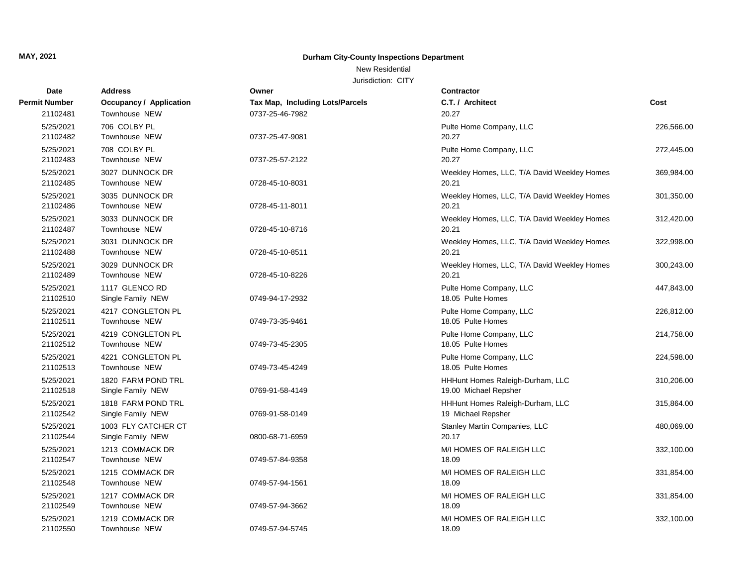**MAY, 2021**

**Durham City-County Inspections Department**

New Residential

Jurisdiction: CITY

| Date / Permit Number | Address / Occupancy / Application | Owner / Tax Map, Including Lots/Parcels | Contractor / C.T. / Architect | Cost |
|---|---|---|---|---|
| 21102481 | Townhouse NEW | 0737-25-46-7982 | 20.27 | |
| 5/25/2021<br>21102482 | 706 COLBY PL<br>Townhouse NEW | 0737-25-47-9081 | Pulte Home Company, LLC<br>20.27 | 226,566.00 |
| 5/25/2021<br>21102483 | 708 COLBY PL<br>Townhouse NEW | 0737-25-57-2122 | Pulte Home Company, LLC<br>20.27 | 272,445.00 |
| 5/25/2021<br>21102485 | 3027 DUNNOCK DR<br>Townhouse NEW | 0728-45-10-8031 | Weekley Homes, LLC, T/A David Weekley Homes<br>20.21 | 369,984.00 |
| 5/25/2021<br>21102486 | 3035 DUNNOCK DR<br>Townhouse NEW | 0728-45-11-8011 | Weekley Homes, LLC, T/A David Weekley Homes<br>20.21 | 301,350.00 |
| 5/25/2021<br>21102487 | 3033 DUNNOCK DR<br>Townhouse NEW | 0728-45-10-8716 | Weekley Homes, LLC, T/A David Weekley Homes<br>20.21 | 312,420.00 |
| 5/25/2021<br>21102488 | 3031 DUNNOCK DR<br>Townhouse NEW | 0728-45-10-8511 | Weekley Homes, LLC, T/A David Weekley Homes<br>20.21 | 322,998.00 |
| 5/25/2021<br>21102489 | 3029 DUNNOCK DR<br>Townhouse NEW | 0728-45-10-8226 | Weekley Homes, LLC, T/A David Weekley Homes<br>20.21 | 300,243.00 |
| 5/25/2021<br>21102510 | 1117 GLENCO RD<br>Single Family NEW | 0749-94-17-2932 | Pulte Home Company, LLC<br>18.05 Pulte Homes | 447,843.00 |
| 5/25/2021<br>21102511 | 4217 CONGLETON PL<br>Townhouse NEW | 0749-73-35-9461 | Pulte Home Company, LLC<br>18.05 Pulte Homes | 226,812.00 |
| 5/25/2021<br>21102512 | 4219 CONGLETON PL<br>Townhouse NEW | 0749-73-45-2305 | Pulte Home Company, LLC<br>18.05 Pulte Homes | 214,758.00 |
| 5/25/2021<br>21102513 | 4221 CONGLETON PL<br>Townhouse NEW | 0749-73-45-4249 | Pulte Home Company, LLC<br>18.05 Pulte Homes | 224,598.00 |
| 5/25/2021<br>21102518 | 1820 FARM POND TRL<br>Single Family NEW | 0769-91-58-4149 | HHHunt Homes Raleigh-Durham, LLC<br>19.00 Michael Repsher | 310,206.00 |
| 5/25/2021<br>21102542 | 1818 FARM POND TRL<br>Single Family NEW | 0769-91-58-0149 | HHHunt Homes Raleigh-Durham, LLC<br>19 Michael Repsher | 315,864.00 |
| 5/25/2021<br>21102544 | 1003 FLY CATCHER CT<br>Single Family NEW | 0800-68-71-6959 | Stanley Martin Companies, LLC<br>20.17 | 480,069.00 |
| 5/25/2021<br>21102547 | 1213 COMMACK DR<br>Townhouse NEW | 0749-57-84-9358 | M/I HOMES OF RALEIGH LLC<br>18.09 | 332,100.00 |
| 5/25/2021<br>21102548 | 1215 COMMACK DR<br>Townhouse NEW | 0749-57-94-1561 | M/I HOMES OF RALEIGH LLC<br>18.09 | 331,854.00 |
| 5/25/2021<br>21102549 | 1217 COMMACK DR<br>Townhouse NEW | 0749-57-94-3662 | M/I HOMES OF RALEIGH LLC<br>18.09 | 331,854.00 |
| 5/25/2021<br>21102550 | 1219 COMMACK DR<br>Townhouse NEW | 0749-57-94-5745 | M/I HOMES OF RALEIGH LLC<br>18.09 | 332,100.00 |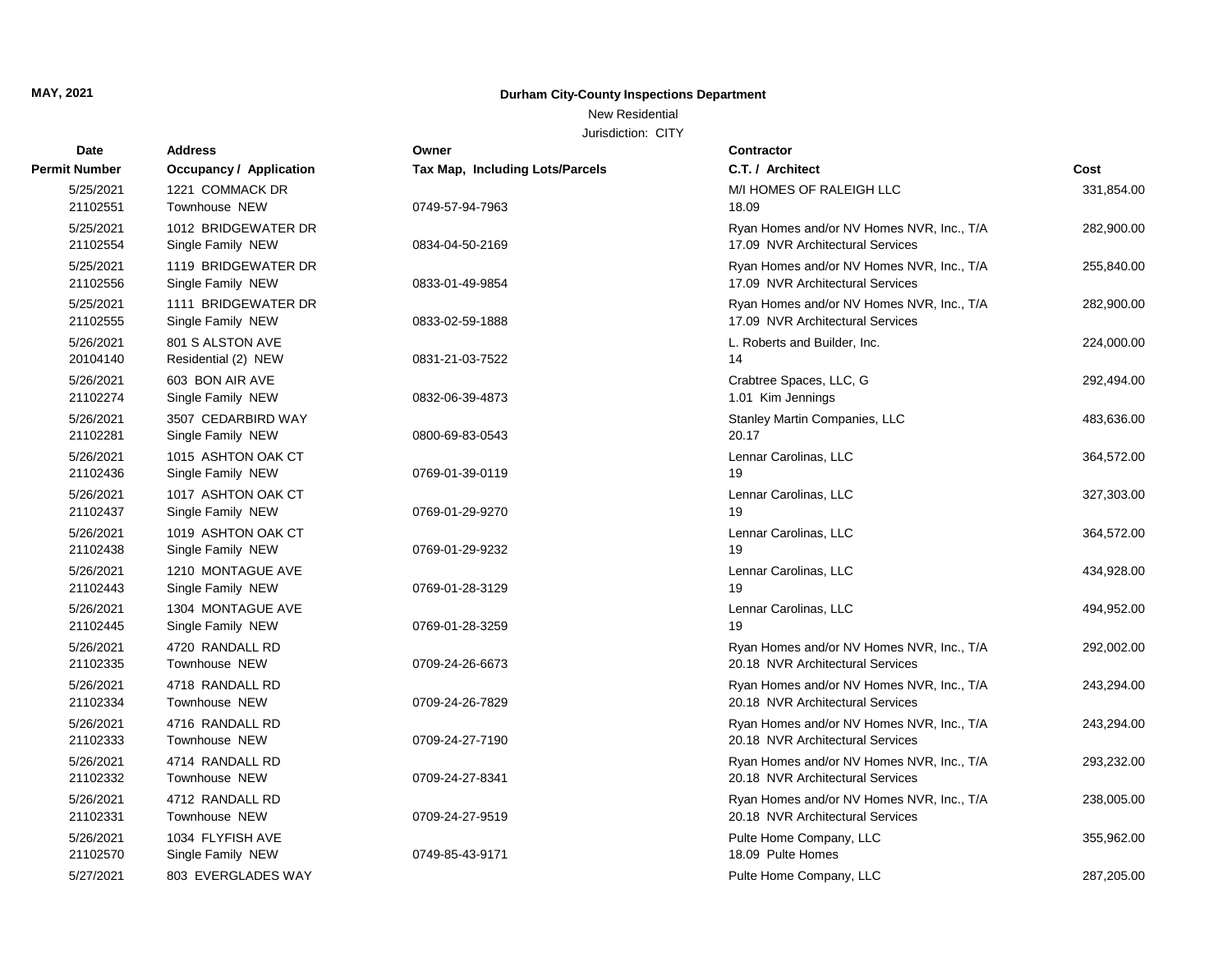**MAY, 2021**

**Durham City-County Inspections Department**

New Residential

Jurisdiction: CITY

| Date<br>Permit Number | Address<br>Occupancy / Application | Owner<br>Tax Map, Including Lots/Parcels | Contractor<br>C.T. / Architect | Cost |
|---|---|---|---|---|
| 5/25/2021<br>21102551 | 1221 COMMACK DR<br>Townhouse NEW | 0749-57-94-7963 | M/I HOMES OF RALEIGH LLC<br>18.09 | 331,854.00 |
| 5/25/2021<br>21102554 | 1012 BRIDGEWATER DR<br>Single Family NEW | 0834-04-50-2169 | Ryan Homes and/or NV Homes NVR, Inc., T/A<br>17.09 NVR Architectural Services | 282,900.00 |
| 5/25/2021<br>21102556 | 1119 BRIDGEWATER DR<br>Single Family NEW | 0833-01-49-9854 | Ryan Homes and/or NV Homes NVR, Inc., T/A<br>17.09 NVR Architectural Services | 255,840.00 |
| 5/25/2021<br>21102555 | 1111 BRIDGEWATER DR<br>Single Family NEW | 0833-02-59-1888 | Ryan Homes and/or NV Homes NVR, Inc., T/A<br>17.09 NVR Architectural Services | 282,900.00 |
| 5/26/2021<br>20104140 | 801 S ALSTON AVE<br>Residential (2) NEW | 0831-21-03-7522 | L. Roberts and Builder, Inc.<br>14 | 224,000.00 |
| 5/26/2021<br>21102274 | 603 BON AIR AVE<br>Single Family NEW | 0832-06-39-4873 | Crabtree Spaces, LLC, G<br>1.01 Kim Jennings | 292,494.00 |
| 5/26/2021<br>21102281 | 3507 CEDARBIRD WAY<br>Single Family NEW | 0800-69-83-0543 | Stanley Martin Companies, LLC<br>20.17 | 483,636.00 |
| 5/26/2021<br>21102436 | 1015 ASHTON OAK CT<br>Single Family NEW | 0769-01-39-0119 | Lennar Carolinas, LLC<br>19 | 364,572.00 |
| 5/26/2021<br>21102437 | 1017 ASHTON OAK CT<br>Single Family NEW | 0769-01-29-9270 | Lennar Carolinas, LLC<br>19 | 327,303.00 |
| 5/26/2021<br>21102438 | 1019 ASHTON OAK CT<br>Single Family NEW | 0769-01-29-9232 | Lennar Carolinas, LLC<br>19 | 364,572.00 |
| 5/26/2021<br>21102443 | 1210 MONTAGUE AVE<br>Single Family NEW | 0769-01-28-3129 | Lennar Carolinas, LLC<br>19 | 434,928.00 |
| 5/26/2021<br>21102445 | 1304 MONTAGUE AVE<br>Single Family NEW | 0769-01-28-3259 | Lennar Carolinas, LLC<br>19 | 494,952.00 |
| 5/26/2021<br>21102335 | 4720 RANDALL RD<br>Townhouse NEW | 0709-24-26-6673 | Ryan Homes and/or NV Homes NVR, Inc., T/A<br>20.18 NVR Architectural Services | 292,002.00 |
| 5/26/2021<br>21102334 | 4718 RANDALL RD<br>Townhouse NEW | 0709-24-26-7829 | Ryan Homes and/or NV Homes NVR, Inc., T/A<br>20.18 NVR Architectural Services | 243,294.00 |
| 5/26/2021<br>21102333 | 4716 RANDALL RD<br>Townhouse NEW | 0709-24-27-7190 | Ryan Homes and/or NV Homes NVR, Inc., T/A<br>20.18 NVR Architectural Services | 243,294.00 |
| 5/26/2021<br>21102332 | 4714 RANDALL RD<br>Townhouse NEW | 0709-24-27-8341 | Ryan Homes and/or NV Homes NVR, Inc., T/A<br>20.18 NVR Architectural Services | 293,232.00 |
| 5/26/2021<br>21102331 | 4712 RANDALL RD<br>Townhouse NEW | 0709-24-27-9519 | Ryan Homes and/or NV Homes NVR, Inc., T/A<br>20.18 NVR Architectural Services | 238,005.00 |
| 5/26/2021<br>21102570 | 1034 FLYFISH AVE<br>Single Family NEW | 0749-85-43-9171 | Pulte Home Company, LLC<br>18.09 Pulte Homes | 355,962.00 |
| 5/27/2021 | 803 EVERGLADES WAY | | Pulte Home Company, LLC | 287,205.00 |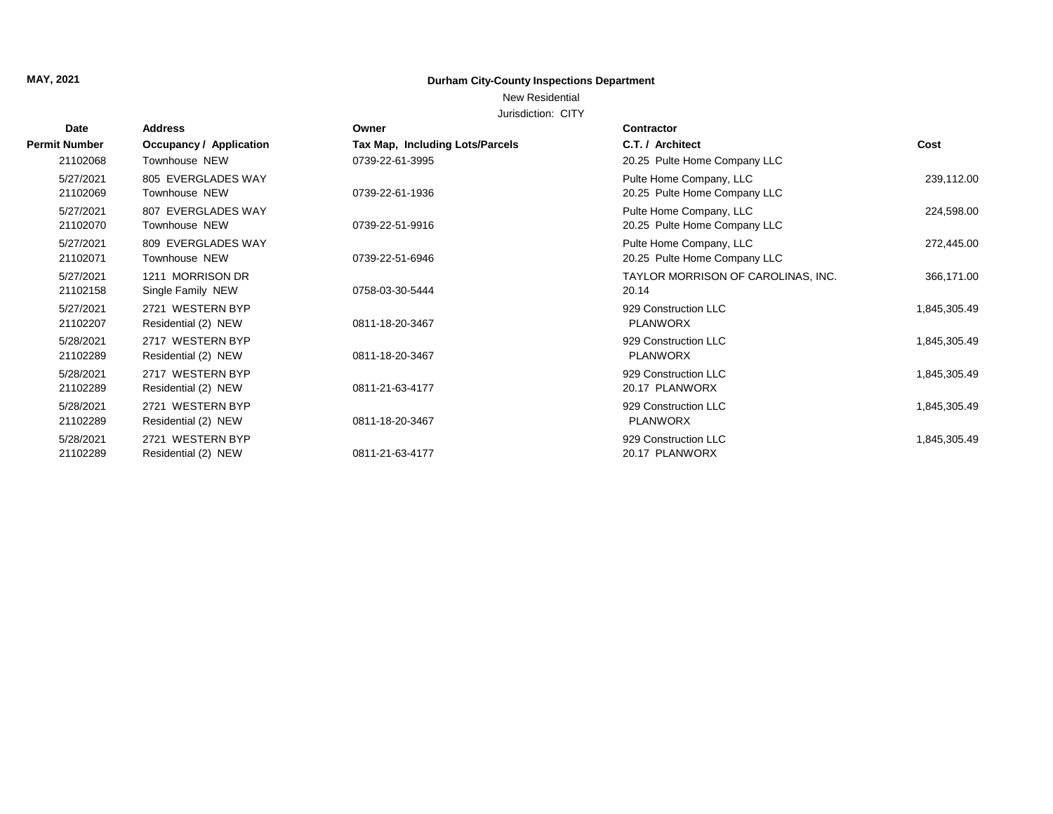**MAY, 2021**

**Durham City-County Inspections Department**

New Residential

Jurisdiction: CITY

| Date<br>Permit Number | Address<br>Occupancy / Application | Owner<br>Tax Map, Including Lots/Parcels | Contractor<br>C.T. / Architect | Cost |
|---|---|---|---|---|
| 21102068 | Townhouse NEW | 0739-22-61-3995 | 20.25 Pulte Home Company LLC | |
| 5/27/2021<br>21102069 | 805 EVERGLADES WAY<br>Townhouse NEW | 0739-22-61-1936 | Pulte Home Company, LLC<br>20.25 Pulte Home Company LLC | 239,112.00 |
| 5/27/2021<br>21102070 | 807 EVERGLADES WAY<br>Townhouse NEW | 0739-22-51-9916 | Pulte Home Company, LLC<br>20.25 Pulte Home Company LLC | 224,598.00 |
| 5/27/2021<br>21102071 | 809 EVERGLADES WAY<br>Townhouse NEW | 0739-22-51-6946 | Pulte Home Company, LLC<br>20.25 Pulte Home Company LLC | 272,445.00 |
| 5/27/2021<br>21102158 | 1211 MORRISON DR<br>Single Family NEW | 0758-03-30-5444 | TAYLOR MORRISON OF CAROLINAS, INC.<br>20.14 | 366,171.00 |
| 5/27/2021<br>21102207 | 2721 WESTERN BYP<br>Residential (2) NEW | 0811-18-20-3467 | 929 Construction LLC<br>PLANWORX | 1,845,305.49 |
| 5/28/2021<br>21102289 | 2717 WESTERN BYP<br>Residential (2) NEW | 0811-18-20-3467 | 929 Construction LLC<br>PLANWORX | 1,845,305.49 |
| 5/28/2021<br>21102289 | 2717 WESTERN BYP<br>Residential (2) NEW | 0811-21-63-4177 | 929 Construction LLC<br>20.17 PLANWORX | 1,845,305.49 |
| 5/28/2021<br>21102289 | 2721 WESTERN BYP<br>Residential (2) NEW | 0811-18-20-3467 | 929 Construction LLC<br>PLANWORX | 1,845,305.49 |
| 5/28/2021<br>21102289 | 2721 WESTERN BYP<br>Residential (2) NEW | 0811-21-63-4177 | 929 Construction LLC<br>20.17 PLANWORX | 1,845,305.49 |